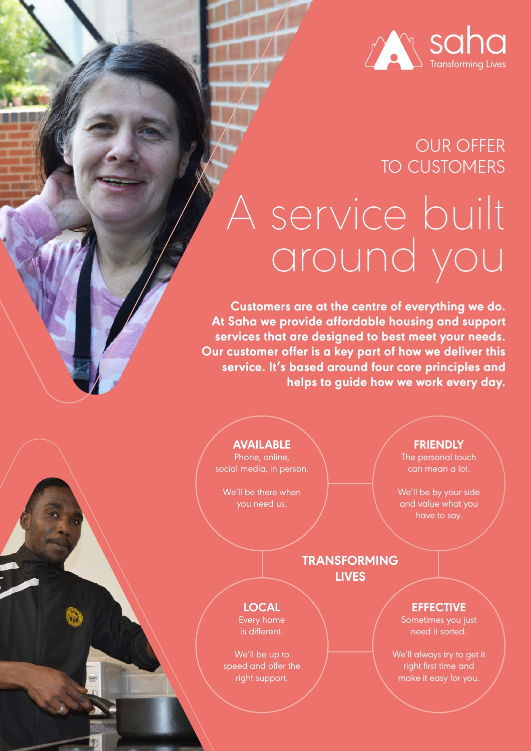saha
Transforming Lives

## OUR OFFER TO CUSTOMERS

# A service built around you

**Customers are at the centre of everything we do. At Saha we provide affordable housing and support services that are designed to best meet your needs. Our customer offer is a key part of how we deliver this service. It's based around four core principles and helps to guide how we work every day.**

### AVAILABLE

Phone, online, social media, in person.

We'll be there when you need us.

### FRIENDLY

The personal touch can mean a lot.

We'll be by your side and value what you have to say.

### TRANSFORMING LIVES

### LOCAL

Every home is different.

We'll be up to speed and offer the right support.

### EFFECTIVE

Sometimes you just need it sorted.

We'll always try to get it right first time and make it easy for you.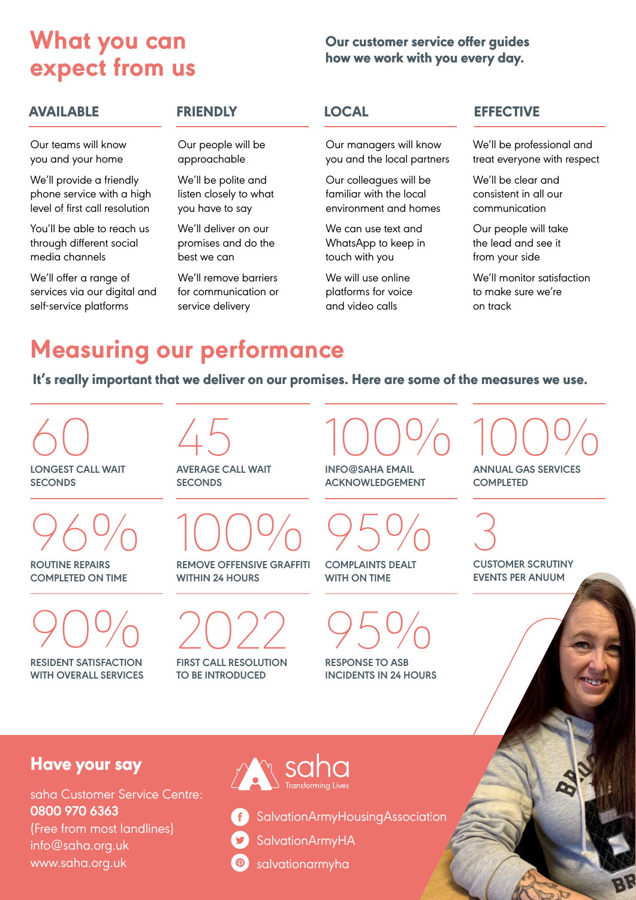# What you can expect from us

**Our customer service offer guides how we work with you every day.**

## AVAILABLE

Our teams will know you and your home

We'll provide a friendly phone service with a high level of first call resolution

You'll be able to reach us through different social media channels

We'll offer a range of services via our digital and self-service platforms

## FRIENDLY

Our people will be approachable

We'll be polite and listen closely to what you have to say

We'll deliver on our promises and do the best we can

We'll remove barriers for communication or service delivery

## LOCAL

Our managers will know you and the local partners

Our colleagues will be familiar with the local environment and homes

We can use text and WhatsApp to keep in touch with you

We will use online platforms for voice and video calls

## EFFECTIVE

We'll be professional and treat everyone with respect

We'll be clear and consistent in all our communication

Our people will take the lead and see it from your side

We'll monitor satisfaction to make sure we're on track

# Measuring our performance

**It's really important that we deliver on our promises. Here are some of the measures we use.**

60
LONGEST CALL WAIT SECONDS

45
AVERAGE CALL WAIT SECONDS

100%
INFO@SAHA EMAIL ACKNOWLEDGEMENT

100%
ANNUAL GAS SERVICES COMPLETED

96%
ROUTINE REPAIRS COMPLETED ON TIME

100%
REMOVE OFFENSIVE GRAFFITI WITHIN 24 HOURS

95%
COMPLAINTS DEALT WITH ON TIME

3
CUSTOMER SCRUTINY EVENTS PER ANUUM

90%
RESIDENT SATISFACTION WITH OVERALL SERVICES

2022
FIRST CALL RESOLUTION TO BE INTRODUCED

95%
RESPONSE TO ASB INCIDENTS IN 24 HOURS

## Have your say

saha Customer Service Centre:
**0800 970 6363**
(Free from most landlines)
info@saha.org.uk
www.saha.org.uk

saha Transforming Lives

SalvationArmyHousingAssociation
SalvationArmyHA
salvationarmyha